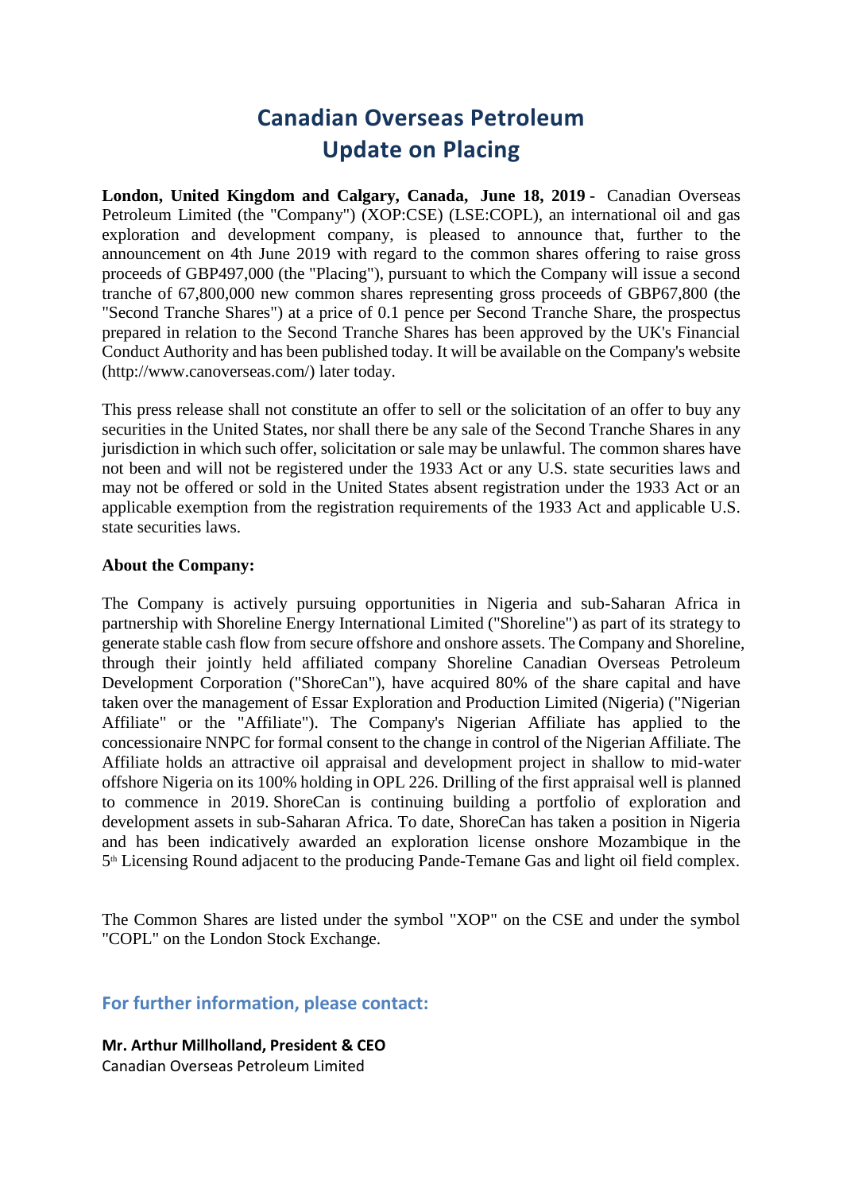# Canadian Overseas Petroleum
# Update on Placing

**London, United Kingdom and Calgary, Canada, June 18, 2019** - Canadian Overseas Petroleum Limited (the "Company") (XOP:CSE) (LSE:COPL), an international oil and gas exploration and development company, is pleased to announce that, further to the announcement on 4th June 2019 with regard to the common shares offering to raise gross proceeds of GBP497,000 (the "Placing"), pursuant to which the Company will issue a second tranche of 67,800,000 new common shares representing gross proceeds of GBP67,800 (the "Second Tranche Shares") at a price of 0.1 pence per Second Tranche Share, the prospectus prepared in relation to the Second Tranche Shares has been approved by the UK's Financial Conduct Authority and has been published today. It will be available on the Company's website (http://www.canoverseas.com/) later today.

This press release shall not constitute an offer to sell or the solicitation of an offer to buy any securities in the United States, nor shall there be any sale of the Second Tranche Shares in any jurisdiction in which such offer, solicitation or sale may be unlawful. The common shares have not been and will not be registered under the 1933 Act or any U.S. state securities laws and may not be offered or sold in the United States absent registration under the 1933 Act or an applicable exemption from the registration requirements of the 1933 Act and applicable U.S. state securities laws.

**About the Company:**

The Company is actively pursuing opportunities in Nigeria and sub-Saharan Africa in partnership with Shoreline Energy International Limited ("Shoreline") as part of its strategy to generate stable cash flow from secure offshore and onshore assets. The Company and Shoreline, through their jointly held affiliated company Shoreline Canadian Overseas Petroleum Development Corporation ("ShoreCan"), have acquired 80% of the share capital and have taken over the management of Essar Exploration and Production Limited (Nigeria) ("Nigerian Affiliate" or the "Affiliate"). The Company's Nigerian Affiliate has applied to the concessionaire NNPC for formal consent to the change in control of the Nigerian Affiliate. The Affiliate holds an attractive oil appraisal and development project in shallow to mid-water offshore Nigeria on its 100% holding in OPL 226. Drilling of the first appraisal well is planned to commence in 2019. ShoreCan is continuing building a portfolio of exploration and development assets in sub-Saharan Africa. To date, ShoreCan has taken a position in Nigeria and has been indicatively awarded an exploration license onshore Mozambique in the 5th Licensing Round adjacent to the producing Pande-Temane Gas and light oil field complex.

The Common Shares are listed under the symbol "XOP" on the CSE and under the symbol "COPL" on the London Stock Exchange.

## For further information, please contact:

**Mr. Arthur Millholland, President & CEO**
Canadian Overseas Petroleum Limited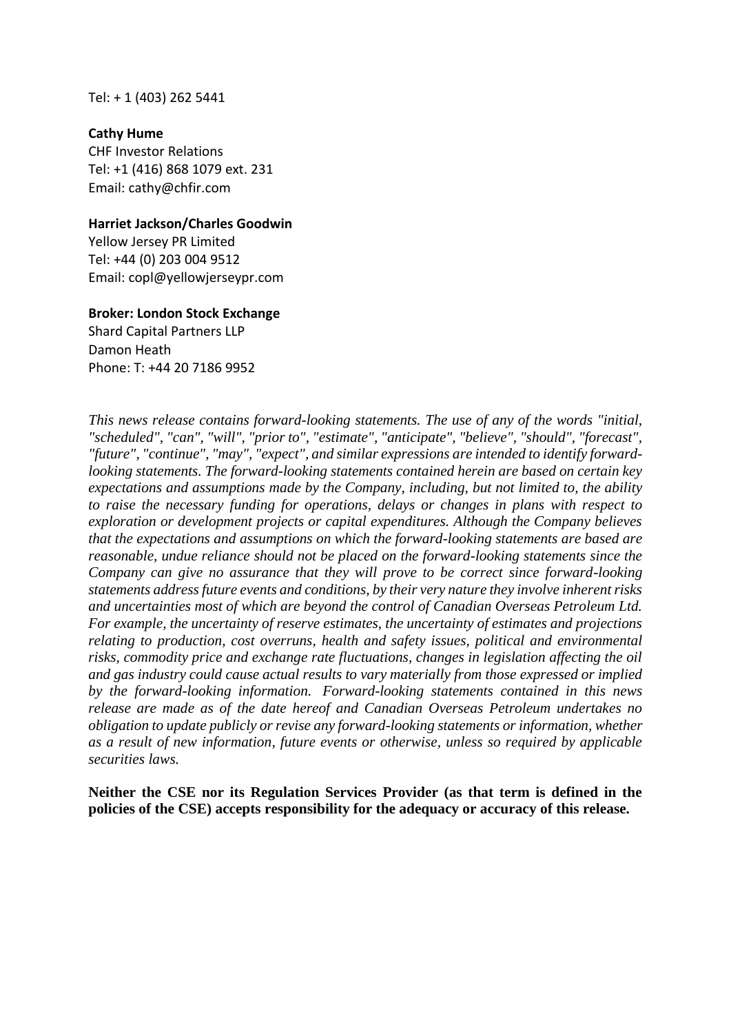Tel: + 1 (403) 262 5441

**Cathy Hume**
CHF Investor Relations
Tel: +1 (416) 868 1079 ext. 231
Email: cathy@chfir.com

**Harriet Jackson/Charles Goodwin**
Yellow Jersey PR Limited
Tel: +44 (0) 203 004 9512
Email: copl@yellowjerseypr.com

**Broker: London Stock Exchange**
Shard Capital Partners LLP
Damon Heath
Phone: T: +44 20 7186 9952

*This news release contains forward-looking statements. The use of any of the words "initial, "scheduled", "can", "will", "prior to", "estimate", "anticipate", "believe", "should", "forecast", "future", "continue", "may", "expect", and similar expressions are intended to identify forward-looking statements. The forward-looking statements contained herein are based on certain key expectations and assumptions made by the Company, including, but not limited to, the ability to raise the necessary funding for operations, delays or changes in plans with respect to exploration or development projects or capital expenditures. Although the Company believes that the expectations and assumptions on which the forward-looking statements are based are reasonable, undue reliance should not be placed on the forward-looking statements since the Company can give no assurance that they will prove to be correct since forward-looking statements address future events and conditions, by their very nature they involve inherent risks and uncertainties most of which are beyond the control of Canadian Overseas Petroleum Ltd. For example, the uncertainty of reserve estimates, the uncertainty of estimates and projections relating to production, cost overruns, health and safety issues, political and environmental risks, commodity price and exchange rate fluctuations, changes in legislation affecting the oil and gas industry could cause actual results to vary materially from those expressed or implied by the forward-looking information. Forward-looking statements contained in this news release are made as of the date hereof and Canadian Overseas Petroleum undertakes no obligation to update publicly or revise any forward-looking statements or information, whether as a result of new information, future events or otherwise, unless so required by applicable securities laws.*

**Neither the CSE nor its Regulation Services Provider (as that term is defined in the policies of the CSE) accepts responsibility for the adequacy or accuracy of this release.**